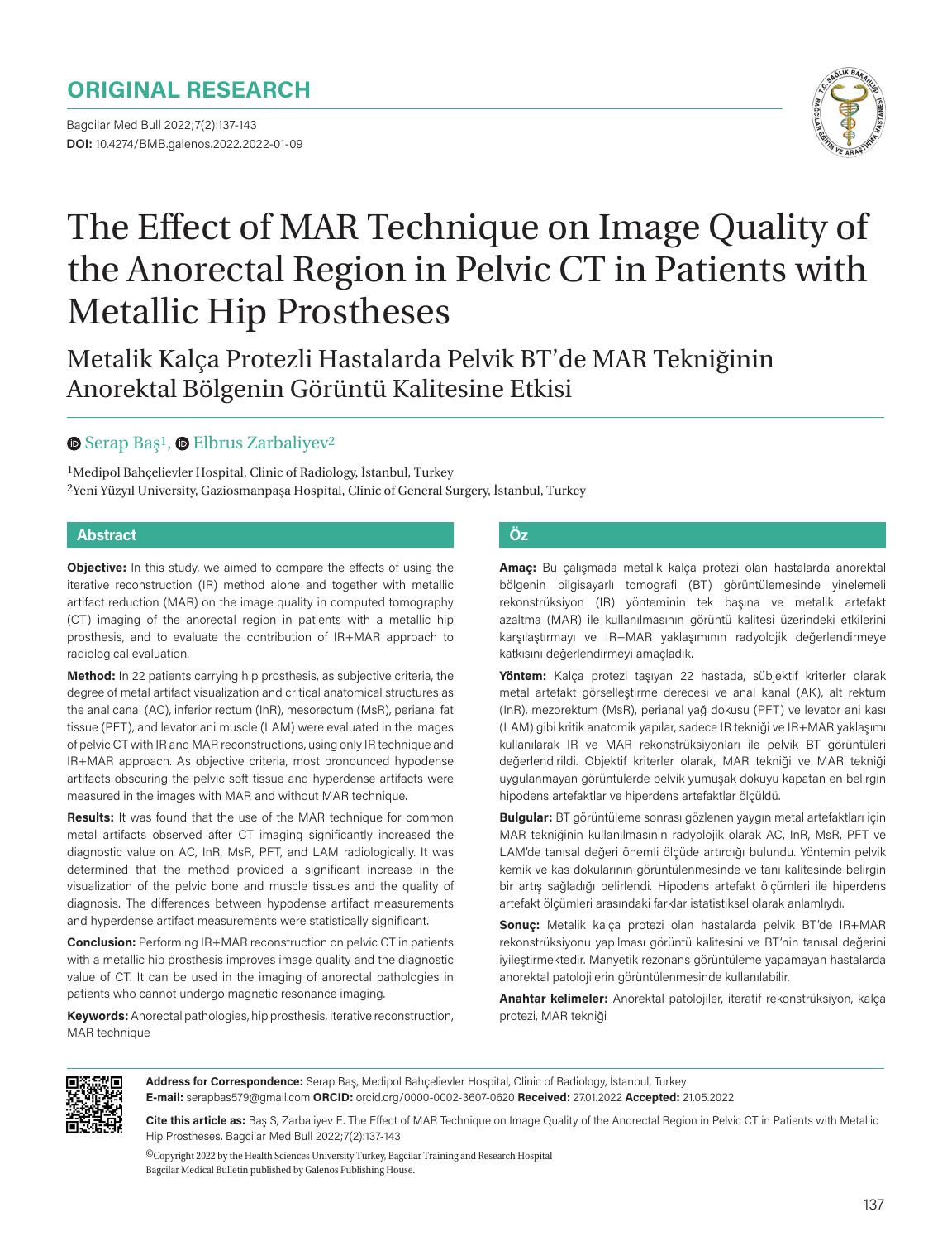# ORIGINAL RESEARCH

Bagcilar Med Bull 2022;7(2):137-143
**DOI:** 10.4274/BMB.galenos.2022.2022-01-09

# The Effect of MAR Technique on Image Quality of the Anorectal Region in Pelvic CT in Patients with Metallic Hip Prostheses

## Metalik Kalça Protezli Hastalarda Pelvik BT'de MAR Tekniğinin Anorektal Bölgenin Görüntü Kalitesine Etkisi

Serap Baş[1], Elbrus Zarbaliyev[2]

[1]Medipol Bahçelievler Hospital, Clinic of Radiology, İstanbul, Turkey
[2]Yeni Yüzyıl University, Gaziosmanpaşa Hospital, Clinic of General Surgery, İstanbul, Turkey

### Abstract

**Objective:** In this study, we aimed to compare the effects of using the iterative reconstruction (IR) method alone and together with metallic artifact reduction (MAR) on the image quality in computed tomography (CT) imaging of the anorectal region in patients with a metallic hip prosthesis, and to evaluate the contribution of IR+MAR approach to radiological evaluation.

**Method:** In 22 patients carrying hip prosthesis, as subjective criteria, the degree of metal artifact visualization and critical anatomical structures as the anal canal (AC), inferior rectum (InR), mesorectum (MsR), perianal fat tissue (PFT), and levator ani muscle (LAM) were evaluated in the images of pelvic CT with IR and MAR reconstructions, using only IR technique and IR+MAR approach. As objective criteria, most pronounced hypodense artifacts obscuring the pelvic soft tissue and hyperdense artifacts were measured in the images with MAR and without MAR technique.

**Results:** It was found that the use of the MAR technique for common metal artifacts observed after CT imaging significantly increased the diagnostic value on AC, InR, MsR, PFT, and LAM radiologically. It was determined that the method provided a significant increase in the visualization of the pelvic bone and muscle tissues and the quality of diagnosis. The differences between hypodense artifact measurements and hyperdense artifact measurements were statistically significant.

**Conclusion:** Performing IR+MAR reconstruction on pelvic CT in patients with a metallic hip prosthesis improves image quality and the diagnostic value of CT. It can be used in the imaging of anorectal pathologies in patients who cannot undergo magnetic resonance imaging.

**Keywords:** Anorectal pathologies, hip prosthesis, iterative reconstruction, MAR technique

### Öz

**Amaç:** Bu çalışmada metalik kalça protezi olan hastalarda anorektal bölgenin bilgisayarlı tomografi (BT) görüntülemesinde yinelemeli rekonstrüksiyon (IR) yönteminin tek başına ve metalik artefakt azaltma (MAR) ile kullanılmasının görüntü kalitesi üzerindeki etkilerini karşılaştırmayı ve IR+MAR yaklaşımının radyolojik değerlendirmeye katkısını değerlendirmeyi amaçladık.

**Yöntem:** Kalça protezi taşıyan 22 hastada, sübjektif kriterler olarak metal artefakt görselleştirme derecesi ve anal kanal (AK), alt rektum (InR), mezorektum (MsR), perianal yağ dokusu (PFT) ve levator ani kası (LAM) gibi kritik anatomik yapılar, sadece IR tekniği ve IR+MAR yaklaşımı kullanılarak IR ve MAR rekonstrüksiyonları ile pelvik BT görüntüleri değerlendirildi. Objektif kriterler olarak, MAR tekniği ve MAR tekniği uygulanmayan görüntülerde pelvik yumuşak dokuyu kapatan en belirgin hipodens artefaktlar ve hiperdens artefaktlar ölçüldü.

**Bulgular:** BT görüntüleme sonrası gözlenen yaygın metal artefaktları için MAR tekniğinin kullanılmasının radyolojik olarak AC, InR, MsR, PFT ve LAM'de tanısal değeri önemli ölçüde artırdığı bulundu. Yöntemin pelvik kemik ve kas dokularının görüntülenmesinde ve tanı kalitesinde belirgin bir artış sağladığı belirlendi. Hipodens artefakt ölçümleri ile hiperdens artefakt ölçümleri arasındaki farklar istatistiksel olarak anlamlıydı.

**Sonuç:** Metalik kalça protezi olan hastalarda pelvik BT'de IR+MAR rekonstrüksiyonu yapılması görüntü kalitesini ve BT'nin tanısal değerini iyileştirmektedir. Manyetik rezonans görüntüleme yapamayan hastalarda anorektal patolojilerin görüntülenmesinde kullanılabilir.

**Anahtar kelimeler:** Anorektal patolojiler, iteratif rekonstrüksiyon, kalça protezi, MAR tekniği

**Address for Correspondence:** Serap Baş, Medipol Bahçelievler Hospital, Clinic of Radiology, İstanbul, Turkey
**E-mail:** serapbas579@gmail.com **ORCID:** orcid.org/0000-0002-3607-0620 **Received:** 27.01.2022 **Accepted:** 21.05.2022

**Cite this article as:** Baş S, Zarbaliyev E. The Effect of MAR Technique on Image Quality of the Anorectal Region in Pelvic CT in Patients with Metallic Hip Prostheses. Bagcilar Med Bull 2022;7(2):137-143

©Copyright 2022 by the Health Sciences University Turkey, Bagcilar Training and Research Hospital
Bagcilar Medical Bulletin published by Galenos Publishing House.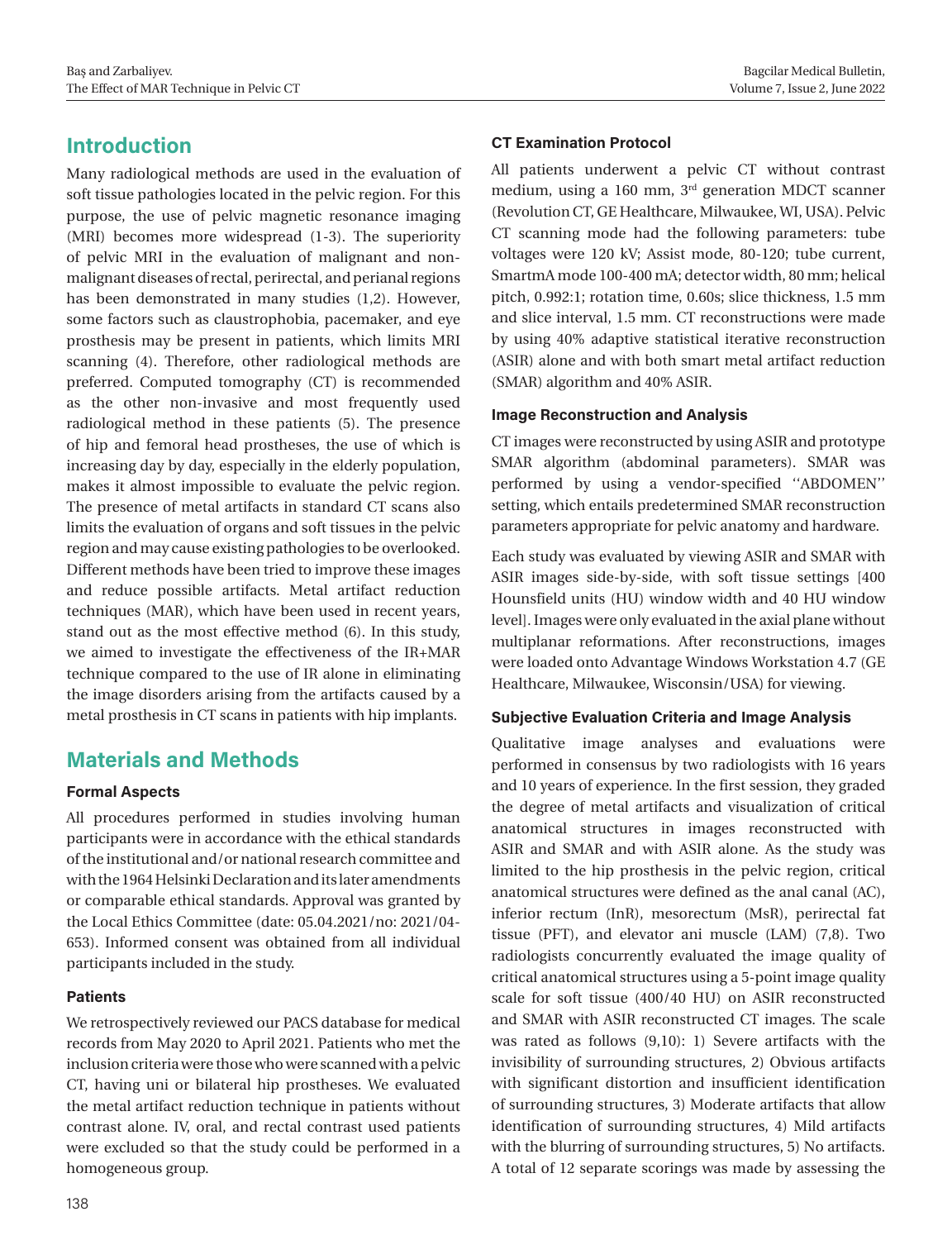## Introduction

Many radiological methods are used in the evaluation of soft tissue pathologies located in the pelvic region. For this purpose, the use of pelvic magnetic resonance imaging (MRI) becomes more widespread (1-3). The superiority of pelvic MRI in the evaluation of malignant and non-malignant diseases of rectal, perirectal, and perianal regions has been demonstrated in many studies (1,2). However, some factors such as claustrophobia, pacemaker, and eye prosthesis may be present in patients, which limits MRI scanning (4). Therefore, other radiological methods are preferred. Computed tomography (CT) is recommended as the other non-invasive and most frequently used radiological method in these patients (5). The presence of hip and femoral head prostheses, the use of which is increasing day by day, especially in the elderly population, makes it almost impossible to evaluate the pelvic region. The presence of metal artifacts in standard CT scans also limits the evaluation of organs and soft tissues in the pelvic region and may cause existing pathologies to be overlooked. Different methods have been tried to improve these images and reduce possible artifacts. Metal artifact reduction techniques (MAR), which have been used in recent years, stand out as the most effective method (6). In this study, we aimed to investigate the effectiveness of the IR+MAR technique compared to the use of IR alone in eliminating the image disorders arising from the artifacts caused by a metal prosthesis in CT scans in patients with hip implants.

## Materials and Methods

### Formal Aspects

All procedures performed in studies involving human participants were in accordance with the ethical standards of the institutional and/or national research committee and with the 1964 Helsinki Declaration and its later amendments or comparable ethical standards. Approval was granted by the Local Ethics Committee (date: 05.04.2021/no: 2021/04-653). Informed consent was obtained from all individual participants included in the study.

### Patients

We retrospectively reviewed our PACS database for medical records from May 2020 to April 2021. Patients who met the inclusion criteria were those who were scanned with a pelvic CT, having uni or bilateral hip prostheses. We evaluated the metal artifact reduction technique in patients without contrast alone. IV, oral, and rectal contrast used patients were excluded so that the study could be performed in a homogeneous group.

### CT Examination Protocol

All patients underwent a pelvic CT without contrast medium, using a 160 mm, 3rd generation MDCT scanner (Revolution CT, GE Healthcare, Milwaukee, WI, USA). Pelvic CT scanning mode had the following parameters: tube voltages were 120 kV; Assist mode, 80-120; tube current, SmartmA mode 100-400 mA; detector width, 80 mm; helical pitch, 0.992:1; rotation time, 0.60s; slice thickness, 1.5 mm and slice interval, 1.5 mm. CT reconstructions were made by using 40% adaptive statistical iterative reconstruction (ASIR) alone and with both smart metal artifact reduction (SMAR) algorithm and 40% ASIR.

### Image Reconstruction and Analysis

CT images were reconstructed by using ASIR and prototype SMAR algorithm (abdominal parameters). SMAR was performed by using a vendor-specified ''ABDOMEN'' setting, which entails predetermined SMAR reconstruction parameters appropriate for pelvic anatomy and hardware.

Each study was evaluated by viewing ASIR and SMAR with ASIR images side-by-side, with soft tissue settings [400 Hounsfield units (HU) window width and 40 HU window level]. Images were only evaluated in the axial plane without multiplanar reformations. After reconstructions, images were loaded onto Advantage Windows Workstation 4.7 (GE Healthcare, Milwaukee, Wisconsin/USA) for viewing.

### Subjective Evaluation Criteria and Image Analysis

Qualitative image analyses and evaluations were performed in consensus by two radiologists with 16 years and 10 years of experience. In the first session, they graded the degree of metal artifacts and visualization of critical anatomical structures in images reconstructed with ASIR and SMAR and with ASIR alone. As the study was limited to the hip prosthesis in the pelvic region, critical anatomical structures were defined as the anal canal (AC), inferior rectum (InR), mesorectum (MsR), perirectal fat tissue (PFT), and elevator ani muscle (LAM) (7,8). Two radiologists concurrently evaluated the image quality of critical anatomical structures using a 5-point image quality scale for soft tissue (400/40 HU) on ASIR reconstructed and SMAR with ASIR reconstructed CT images. The scale was rated as follows (9,10): 1) Severe artifacts with the invisibility of surrounding structures, 2) Obvious artifacts with significant distortion and insufficient identification of surrounding structures, 3) Moderate artifacts that allow identification of surrounding structures, 4) Mild artifacts with the blurring of surrounding structures, 5) No artifacts. A total of 12 separate scorings was made by assessing the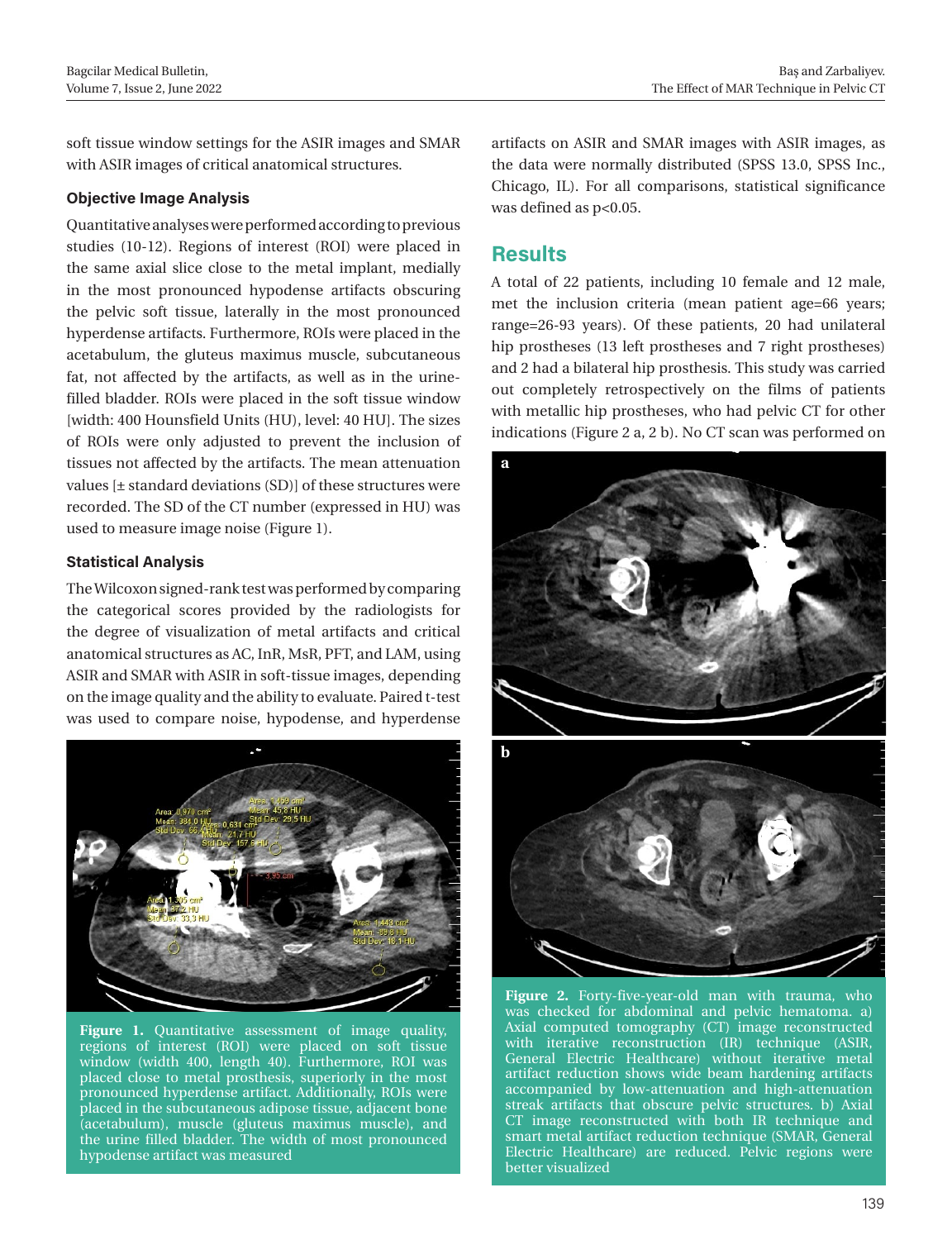soft tissue window settings for the ASIR images and SMAR with ASIR images of critical anatomical structures.

### Objective Image Analysis

Quantitative analyses were performed according to previous studies (10-12). Regions of interest (ROI) were placed in the same axial slice close to the metal implant, medially in the most pronounced hypodense artifacts obscuring the pelvic soft tissue, laterally in the most pronounced hyperdense artifacts. Furthermore, ROIs were placed in the acetabulum, the gluteus maximus muscle, subcutaneous fat, not affected by the artifacts, as well as in the urine-filled bladder. ROIs were placed in the soft tissue window [width: 400 Hounsfield Units (HU), level: 40 HU]. The sizes of ROIs were only adjusted to prevent the inclusion of tissues not affected by the artifacts. The mean attenuation values [± standard deviations (SD)] of these structures were recorded. The SD of the CT number (expressed in HU) was used to measure image noise (Figure 1).

### Statistical Analysis

The Wilcoxon signed-rank test was performed by comparing the categorical scores provided by the radiologists for the degree of visualization of metal artifacts and critical anatomical structures as AC, InR, MsR, PFT, and LAM, using ASIR and SMAR with ASIR in soft-tissue images, depending on the image quality and the ability to evaluate. Paired t-test was used to compare noise, hypodense, and hyperdense artifacts on ASIR and SMAR images with ASIR images, as the data were normally distributed (SPSS 13.0, SPSS Inc., Chicago, IL). For all comparisons, statistical significance was defined as p<0.05.

**Figure 1.** Quantitative assessment of image quality, regions of interest (ROI) were placed on soft tissue window (width 400, length 40). Furthermore, ROI was placed close to metal prosthesis, superiorly in the most pronounced hyperdense artifact. Additionally, ROIs were placed in the subcutaneous adipose tissue, adjacent bone (acetabulum), muscle (gluteus maximus muscle), and the urine filled bladder. The width of most pronounced hypodense artifact was measured

## Results

A total of 22 patients, including 10 female and 12 male, met the inclusion criteria (mean patient age=66 years; range=26-93 years). Of these patients, 20 had unilateral hip prostheses (13 left prostheses and 7 right prostheses) and 2 had a bilateral hip prosthesis. This study was carried out completely retrospectively on the films of patients with metallic hip prostheses, who had pelvic CT for other indications (Figure 2 a, 2 b). No CT scan was performed on

**Figure 2.** Forty-five-year-old man with trauma, who was checked for abdominal and pelvic hematoma. a) Axial computed tomography (CT) image reconstructed with iterative reconstruction technique (ASIR, General Electric Healthcare) without iterative metal artifact reduction shows wide beam hardening artifacts accompanied by low-attenuation and high-attenuation streak artifacts that obscure pelvic structures. b) Axial CT image reconstructed with both IR technique and smart metal artifact reduction technique (SMAR, General Electric Healthcare) are reduced. Pelvic regions were better visualized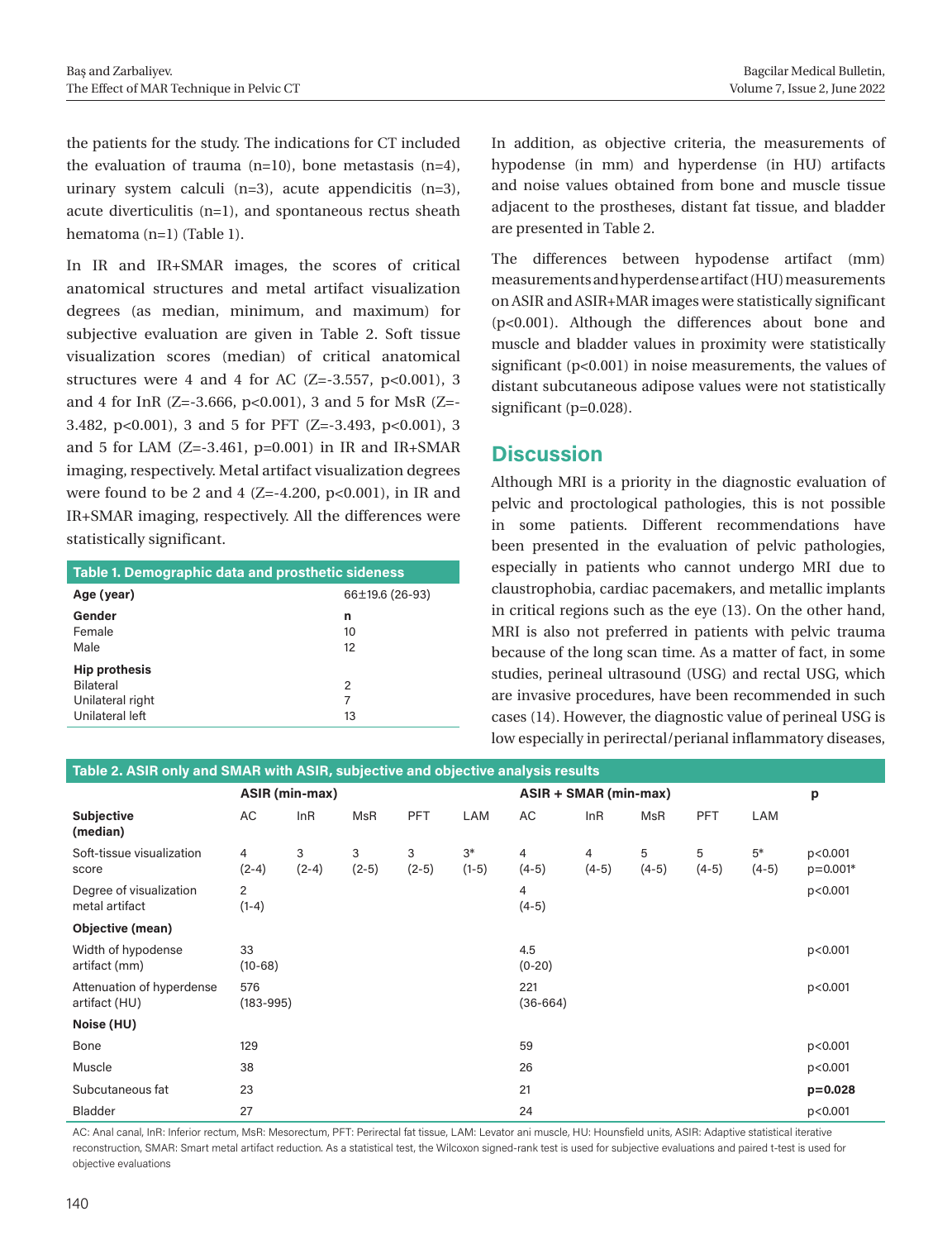the patients for the study. The indications for CT included the evaluation of trauma (n=10), bone metastasis (n=4), urinary system calculi (n=3), acute appendicitis (n=3), acute diverticulitis (n=1), and spontaneous rectus sheath hematoma (n=1) (Table 1).

In IR and IR+SMAR images, the scores of critical anatomical structures and metal artifact visualization degrees (as median, minimum, and maximum) for subjective evaluation are given in Table 2. Soft tissue visualization scores (median) of critical anatomical structures were 4 and 4 for AC (Z=-3.557, p<0.001), 3 and 4 for InR (Z=-3.666, p<0.001), 3 and 5 for MsR (Z=-3.482, p<0.001), 3 and 5 for PFT (Z=-3.493, p<0.001), 3 and 5 for LAM (Z=-3.461, p=0.001) in IR and IR+SMAR imaging, respectively. Metal artifact visualization degrees were found to be 2 and 4 (Z=-4.200, p<0.001), in IR and IR+SMAR imaging, respectively. All the differences were statistically significant.

| Table 1. Demographic data and prosthetic sideness | |
|---|---|
| **Age (year)** | 66±19.6 (26-93) |
| **Gender** | **n** |
| Female | 10 |
| Male | 12 |
| **Hip prothesis** | |
| Bilateral | 2 |
| Unilateral right | 7 |
| Unilateral left | 13 |

In addition, as objective criteria, the measurements of hypodense (in mm) and hyperdense (in HU) artifacts and noise values obtained from bone and muscle tissue adjacent to the prostheses, distant fat tissue, and bladder are presented in Table 2.

The differences between hypodense artifact (mm) measurements and hyperdense artifact (HU) measurements on ASIR and ASIR+MAR images were statistically significant (p<0.001). Although the differences about bone and muscle and bladder values in proximity were statistically significant (p<0.001) in noise measurements, the values of distant subcutaneous adipose values were not statistically significant (p=0.028).

## Discussion

Although MRI is a priority in the diagnostic evaluation of pelvic and proctological pathologies, this is not possible in some patients. Different recommendations have been presented in the evaluation of pelvic pathologies, especially in patients who cannot undergo MRI due to claustrophobia, cardiac pacemakers, and metallic implants in critical regions such as the eye (13). On the other hand, MRI is also not preferred in patients with pelvic trauma because of the long scan time. As a matter of fact, in some studies, perineal ultrasound (USG) and rectal USG, which are invasive procedures, have been recommended in such cases (14). However, the diagnostic value of perineal USG is low especially in perirectal/perianal inflammatory diseases,

**Table 2. ASIR only and SMAR with ASIR, subjective and objective analysis results**

| | ASIR (min-max) | | | | | ASIR + SMAR (min-max) | | | | | p |
|---|---|---|---|---|---|---|---|---|---|---|---|
| **Subjective (median)** | AC | InR | MsR | PFT | LAM | AC | InR | MsR | PFT | LAM | |
| Soft-tissue visualization score | 4 (2-4) | 3 (2-4) | 3 (2-5) | 3 (2-5) | 3* (1-5) | 4 (4-5) | 4 (4-5) | 5 (4-5) | 5 (4-5) | 5* (4-5) | p<0.001 p=0.001* |
| Degree of visualization metal artifact | 2 (1-4) | | | | | 4 (4-5) | | | | | p<0.001 |
| **Objective (mean)** | | | | | | | | | | | |
| Width of hypodense artifact (mm) | 33 (10-68) | | | | | 4.5 (0-20) | | | | | p<0.001 |
| Attenuation of hyperdense artifact (HU) | 576 (183-995) | | | | | 221 (36-664) | | | | | p<0.001 |
| **Noise (HU)** | | | | | | | | | | | |
| Bone | 129 | | | | | 59 | | | | | p<0.001 |
| Muscle | 38 | | | | | 26 | | | | | p<0.001 |
| Subcutaneous fat | 23 | | | | | 21 | | | | | **p=0.028** |
| Bladder | 27 | | | | | 24 | | | | | p<0.001 |

AC: Anal canal, InR: Inferior rectum, MsR: Mesorectum, PFT: Perirectal fat tissue, LAM: Levator ani muscle, HU: Hounsfield units, ASIR: Adaptive statistical iterative reconstruction, SMAR: Smart metal artifact reduction. As a statistical test, the Wilcoxon signed-rank test is used for subjective evaluations and paired t-test is used for objective evaluations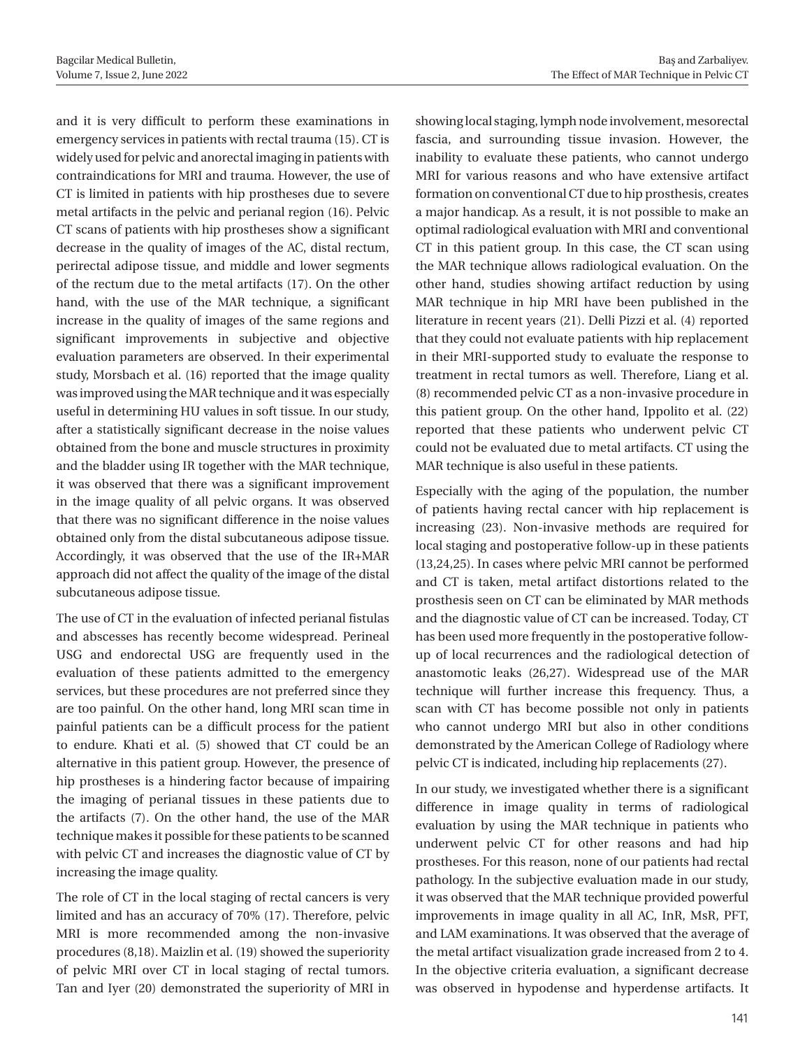and it is very difficult to perform these examinations in emergency services in patients with rectal trauma (15). CT is widely used for pelvic and anorectal imaging in patients with contraindications for MRI and trauma. However, the use of CT is limited in patients with hip prostheses due to severe metal artifacts in the pelvic and perianal region (16). Pelvic CT scans of patients with hip prostheses show a significant decrease in the quality of images of the AC, distal rectum, perirectal adipose tissue, and middle and lower segments of the rectum due to the metal artifacts (17). On the other hand, with the use of the MAR technique, a significant increase in the quality of images of the same regions and significant improvements in subjective and objective evaluation parameters are observed. In their experimental study, Morsbach et al. (16) reported that the image quality was improved using the MAR technique and it was especially useful in determining HU values in soft tissue. In our study, after a statistically significant decrease in the noise values obtained from the bone and muscle structures in proximity and the bladder using IR together with the MAR technique, it was observed that there was a significant improvement in the image quality of all pelvic organs. It was observed that there was no significant difference in the noise values obtained only from the distal subcutaneous adipose tissue. Accordingly, it was observed that the use of the IR+MAR approach did not affect the quality of the image of the distal subcutaneous adipose tissue.

The use of CT in the evaluation of infected perianal fistulas and abscesses has recently become widespread. Perineal USG and endorectal USG are frequently used in the evaluation of these patients admitted to the emergency services, but these procedures are not preferred since they are too painful. On the other hand, long MRI scan time in painful patients can be a difficult process for the patient to endure. Khati et al. (5) showed that CT could be an alternative in this patient group. However, the presence of hip prostheses is a hindering factor because of impairing the imaging of perianal tissues in these patients due to the artifacts (7). On the other hand, the use of the MAR technique makes it possible for these patients to be scanned with pelvic CT and increases the diagnostic value of CT by increasing the image quality.

The role of CT in the local staging of rectal cancers is very limited and has an accuracy of 70% (17). Therefore, pelvic MRI is more recommended among the non-invasive procedures (8,18). Maizlin et al. (19) showed the superiority of pelvic MRI over CT in local staging of rectal tumors. Tan and Iyer (20) demonstrated the superiority of MRI in showing local staging, lymph node involvement, mesorectal fascia, and surrounding tissue invasion. However, the inability to evaluate these patients, who cannot undergo MRI for various reasons and who have extensive artifact formation on conventional CT due to hip prosthesis, creates a major handicap. As a result, it is not possible to make an optimal radiological evaluation with MRI and conventional CT in this patient group. In this case, the CT scan using the MAR technique allows radiological evaluation. On the other hand, studies showing artifact reduction by using MAR technique in hip MRI have been published in the literature in recent years (21). Delli Pizzi et al. (4) reported that they could not evaluate patients with hip replacement in their MRI-supported study to evaluate the response to treatment in rectal tumors as well. Therefore, Liang et al. (8) recommended pelvic CT as a non-invasive procedure in this patient group. On the other hand, Ippolito et al. (22) reported that these patients who underwent pelvic CT could not be evaluated due to metal artifacts. CT using the MAR technique is also useful in these patients.

Especially with the aging of the population, the number of patients having rectal cancer with hip replacement is increasing (23). Non-invasive methods are required for local staging and postoperative follow-up in these patients (13,24,25). In cases where pelvic MRI cannot be performed and CT is taken, metal artifact distortions related to the prosthesis seen on CT can be eliminated by MAR methods and the diagnostic value of CT can be increased. Today, CT has been used more frequently in the postoperative follow-up of local recurrences and the radiological detection of anastomotic leaks (26,27). Widespread use of the MAR technique will further increase this frequency. Thus, a scan with CT has become possible not only in patients who cannot undergo MRI but also in other conditions demonstrated by the American College of Radiology where pelvic CT is indicated, including hip replacements (27).

In our study, we investigated whether there is a significant difference in image quality in terms of radiological evaluation by using the MAR technique in patients who underwent pelvic CT for other reasons and had hip prostheses. For this reason, none of our patients had rectal pathology. In the subjective evaluation made in our study, it was observed that the MAR technique provided powerful improvements in image quality in all AC, InR, MsR, PFT, and LAM examinations. It was observed that the average of the metal artifact visualization grade increased from 2 to 4. In the objective criteria evaluation, a significant decrease was observed in hypodense and hyperdense artifacts. It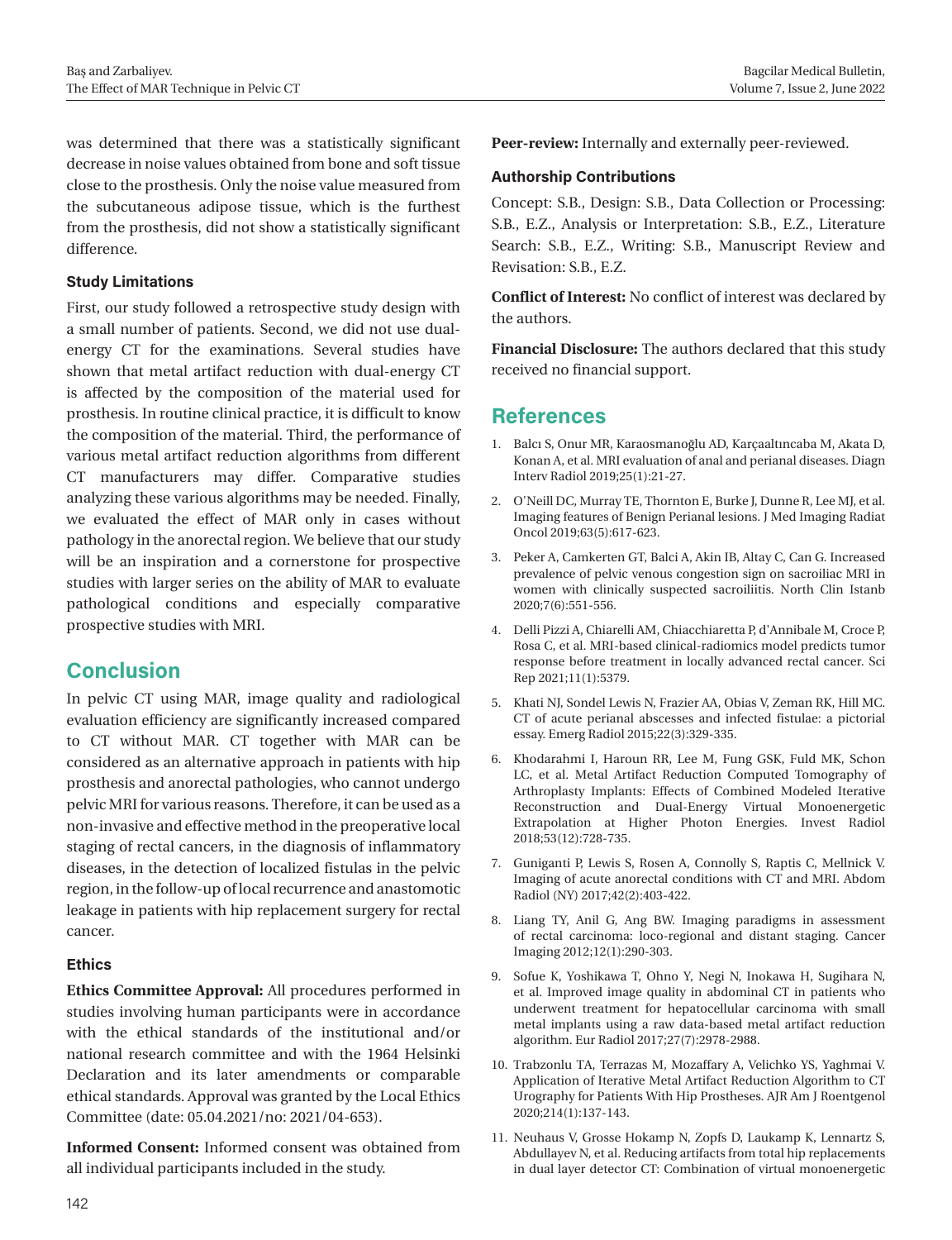was determined that there was a statistically significant decrease in noise values obtained from bone and soft tissue close to the prosthesis. Only the noise value measured from the subcutaneous adipose tissue, which is the furthest from the prosthesis, did not show a statistically significant difference.

### Study Limitations

First, our study followed a retrospective study design with a small number of patients. Second, we did not use dual-energy CT for the examinations. Several studies have shown that metal artifact reduction with dual-energy CT is affected by the composition of the material used for prosthesis. In routine clinical practice, it is difficult to know the composition of the material. Third, the performance of various metal artifact reduction algorithms from different CT manufacturers may differ. Comparative studies analyzing these various algorithms may be needed. Finally, we evaluated the effect of MAR only in cases without pathology in the anorectal region. We believe that our study will be an inspiration and a cornerstone for prospective studies with larger series on the ability of MAR to evaluate pathological conditions and especially comparative prospective studies with MRI.

## Conclusion

In pelvic CT using MAR, image quality and radiological evaluation efficiency are significantly increased compared to CT without MAR. CT together with MAR can be considered as an alternative approach in patients with hip prosthesis and anorectal pathologies, who cannot undergo pelvic MRI for various reasons. Therefore, it can be used as a non-invasive and effective method in the preoperative local staging of rectal cancers, in the diagnosis of inflammatory diseases, in the detection of localized fistulas in the pelvic region, in the follow-up of local recurrence and anastomotic leakage in patients with hip replacement surgery for rectal cancer.

### Ethics

**Ethics Committee Approval:** All procedures performed in studies involving human participants were in accordance with the ethical standards of the institutional and/or national research committee and with the 1964 Helsinki Declaration and its later amendments or comparable ethical standards. Approval was granted by the Local Ethics Committee (date: 05.04.2021/no: 2021/04-653).

**Informed Consent:** Informed consent was obtained from all individual participants included in the study.

**Peer-review:** Internally and externally peer-reviewed.

### Authorship Contributions

Concept: S.B., Design: S.B., Data Collection or Processing: S.B., E.Z., Analysis or Interpretation: S.B., E.Z., Literature Search: S.B., E.Z., Writing: S.B., Manuscript Review and Revisation: S.B., E.Z.

**Conflict of Interest:** No conflict of interest was declared by the authors.

**Financial Disclosure:** The authors declared that this study received no financial support.

## References

1. Balcı S, Onur MR, Karaosmanoğlu AD, Karçaaltıncaba M, Akata D, Konan A, et al. MRI evaluation of anal and perianal diseases. Diagn Interv Radiol 2019;25(1):21-27.
2. O'Neill DC, Murray TE, Thornton E, Burke J, Dunne R, Lee MJ, et al. Imaging features of Benign Perianal lesions. J Med Imaging Radiat Oncol 2019;63(5):617-623.
3. Peker A, Camkerten GT, Balci A, Akin IB, Altay C, Can G. Increased prevalence of pelvic venous congestion sign on sacroiliac MRI in women with clinically suspected sacroiliitis. North Clin Istanb 2020;7(6):551-556.
4. Delli Pizzi A, Chiarelli AM, Chiacchiaretta P, d'Annibale M, Croce P, Rosa C, et al. MRI-based clinical-radiomics model predicts tumor response before treatment in locally advanced rectal cancer. Sci Rep 2021;11(1):5379.
5. Khati NJ, Sondel Lewis N, Frazier AA, Obias V, Zeman RK, Hill MC. CT of acute perianal abscesses and infected fistulae: a pictorial essay. Emerg Radiol 2015;22(3):329-335.
6. Khodarahmi I, Haroun RR, Lee M, Fung GSK, Fuld MK, Schon LC, et al. Metal Artifact Reduction Computed Tomography of Arthroplasty Implants: Effects of Combined Modeled Iterative Reconstruction and Dual-Energy Virtual Monoenergetic Extrapolation at Higher Photon Energies. Invest Radiol 2018;53(12):728-735.
7. Guniganti P, Lewis S, Rosen A, Connolly S, Raptis C, Mellnick V. Imaging of acute anorectal conditions with CT and MRI. Abdom Radiol (NY) 2017;42(2):403-422.
8. Liang TY, Anil G, Ang BW. Imaging paradigms in assessment of rectal carcinoma: loco-regional and distant staging. Cancer Imaging 2012;12(1):290-303.
9. Sofue K, Yoshikawa T, Ohno Y, Negi N, Inokawa H, Sugihara N, et al. Improved image quality in abdominal CT in patients who underwent treatment for hepatocellular carcinoma with small metal implants using a raw data-based metal artifact reduction algorithm. Eur Radiol 2017;27(7):2978-2988.
10. Trabzonlu TA, Terrazas M, Mozaffary A, Velichko YS, Yaghmai V. Application of Iterative Metal Artifact Reduction Algorithm to CT Urography for Patients With Hip Prostheses. AJR Am J Roentgenol 2020;214(1):137-143.
11. Neuhaus V, Grosse Hokamp N, Zopfs D, Laukamp K, Lennartz S, Abdullayev N, et al. Reducing artifacts from total hip replacements in dual layer detector CT: Combination of virtual monoenergetic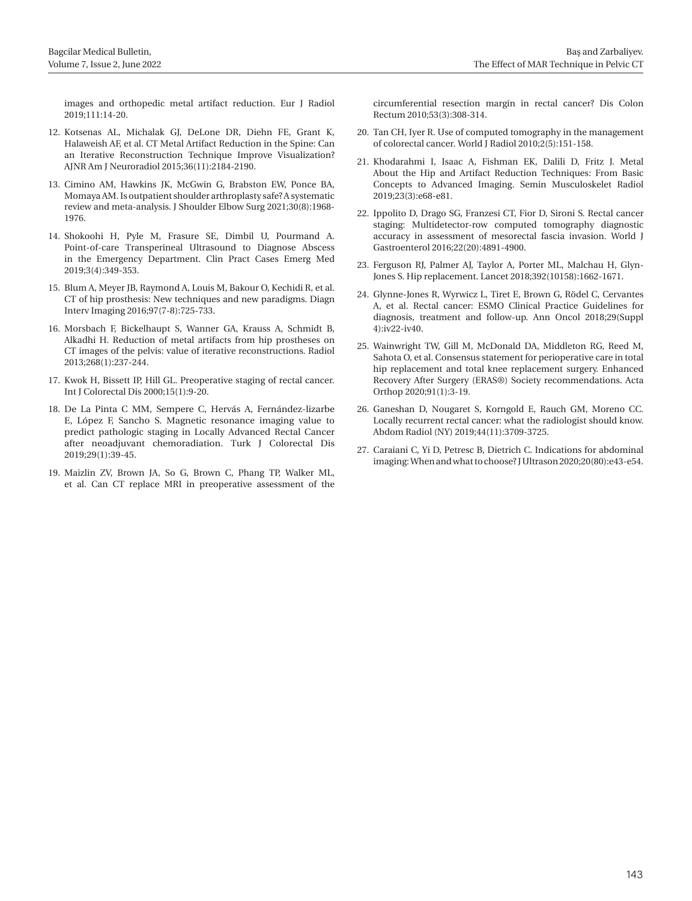images and orthopedic metal artifact reduction. Eur J Radiol 2019;111:14-20.

12. Kotsenas AL, Michalak GJ, DeLone DR, Diehn FE, Grant K, Halaweish AF, et al. CT Metal Artifact Reduction in the Spine: Can an Iterative Reconstruction Technique Improve Visualization? AJNR Am J Neuroradiol 2015;36(11):2184-2190.
13. Cimino AM, Hawkins JK, McGwin G, Brabston EW, Ponce BA, Momaya AM. Is outpatient shoulder arthroplasty safe? A systematic review and meta-analysis. J Shoulder Elbow Surg 2021;30(8):1968-1976.
14. Shokoohi H, Pyle M, Frasure SE, Dimbil U, Pourmand A. Point-of-care Transperineal Ultrasound to Diagnose Abscess in the Emergency Department. Clin Pract Cases Emerg Med 2019;3(4):349-353.
15. Blum A, Meyer JB, Raymond A, Louis M, Bakour O, Kechidi R, et al. CT of hip prosthesis: New techniques and new paradigms. Diagn Interv Imaging 2016;97(7-8):725-733.
16. Morsbach F, Bickelhaupt S, Wanner GA, Krauss A, Schmidt B, Alkadhi H. Reduction of metal artifacts from hip prostheses on CT images of the pelvis: value of iterative reconstructions. Radiol 2013;268(1):237-244.
17. Kwok H, Bissett IP, Hill GL. Preoperative staging of rectal cancer. Int J Colorectal Dis 2000;15(1):9-20.
18. De La Pinta C MM, Sempere C, Hervás A, Fernández-lizarbe E, López F, Sancho S. Magnetic resonance imaging value to predict pathologic staging in Locally Advanced Rectal Cancer after neoadjuvant chemoradiation. Turk J Colorectal Dis 2019;29(1):39-45.
19. Maizlin ZV, Brown JA, So G, Brown C, Phang TP, Walker ML, et al. Can CT replace MRI in preoperative assessment of the circumferential resection margin in rectal cancer? Dis Colon Rectum 2010;53(3):308-314.
20. Tan CH, Iyer R. Use of computed tomography in the management of colorectal cancer. World J Radiol 2010;2(5):151-158.
21. Khodarahmi I, Isaac A, Fishman EK, Dalili D, Fritz J. Metal About the Hip and Artifact Reduction Techniques: From Basic Concepts to Advanced Imaging. Semin Musculoskelet Radiol 2019;23(3):e68-e81.
22. Ippolito D, Drago SG, Franzesi CT, Fior D, Sironi S. Rectal cancer staging: Multidetector-row computed tomography diagnostic accuracy in assessment of mesorectal fascia invasion. World J Gastroenterol 2016;22(20):4891-4900.
23. Ferguson RJ, Palmer AJ, Taylor A, Porter ML, Malchau H, Glyn-Jones S. Hip replacement. Lancet 2018;392(10158):1662-1671.
24. Glynne-Jones R, Wyrwicz L, Tiret E, Brown G, Rödel C, Cervantes A, et al. Rectal cancer: ESMO Clinical Practice Guidelines for diagnosis, treatment and follow-up. Ann Oncol 2018;29(Suppl 4):iv22-iv40.
25. Wainwright TW, Gill M, McDonald DA, Middleton RG, Reed M, Sahota O, et al. Consensus statement for perioperative care in total hip replacement and total knee replacement surgery. Enhanced Recovery After Surgery (ERAS®) Society recommendations. Acta Orthop 2020;91(1):3-19.
26. Ganeshan D, Nougaret S, Korngold E, Rauch GM, Moreno CC. Locally recurrent rectal cancer: what the radiologist should know. Abdom Radiol (NY) 2019;44(11):3709-3725.
27. Caraiani C, Yi D, Petresc B, Dietrich C. Indications for abdominal imaging: When and what to choose? J Ultrason 2020;20(80):e43-e54.